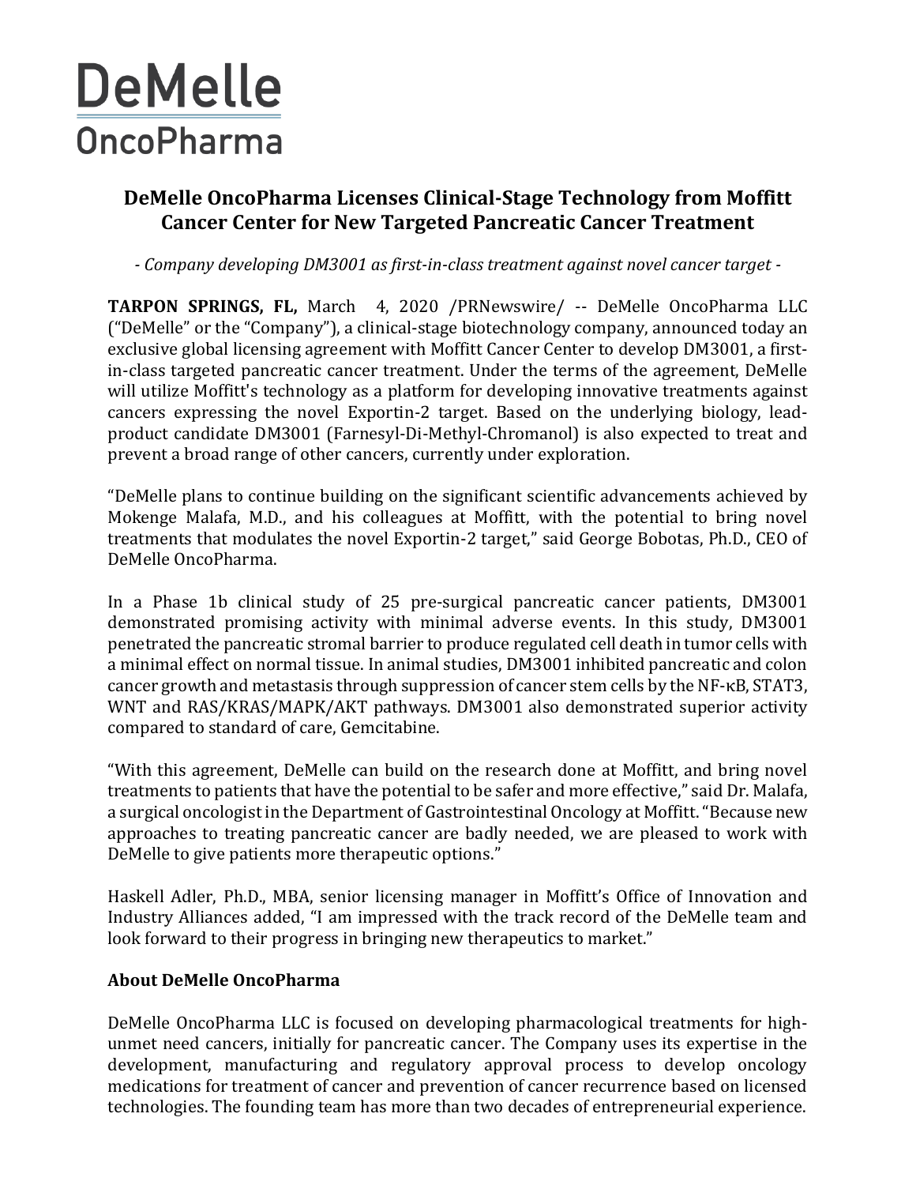# DeMelle OncoPharma

## DeMelle OncoPharma Licenses Clinical-Stage Technology from Moffitt Cancer Center for New Targeted Pancreatic Cancer Treatment

*- Company developing DM3001 as first-in-class treatment against novel cancer target -*

**TARPON SPRINGS, FL,** March 4, 2020 /PRNewswire/ -- DeMelle OncoPharma LLC ("DeMelle" or the "Company"), a clinical-stage biotechnology company, announced today an exclusive global licensing agreement with Moffitt Cancer Center to develop DM3001, a first-in-class targeted pancreatic cancer treatment. Under the terms of the agreement, DeMelle will utilize Moffitt's technology as a platform for developing innovative treatments against cancers expressing the novel Exportin-2 target. Based on the underlying biology, lead-product candidate DM3001 (Farnesyl-Di-Methyl-Chromanol) is also expected to treat and prevent a broad range of other cancers, currently under exploration.

"DeMelle plans to continue building on the significant scientific advancements achieved by Mokenge Malafa, M.D., and his colleagues at Moffitt, with the potential to bring novel treatments that modulates the novel Exportin-2 target," said George Bobotas, Ph.D., CEO of DeMelle OncoPharma.

In a Phase 1b clinical study of 25 pre-surgical pancreatic cancer patients, DM3001 demonstrated promising activity with minimal adverse events. In this study, DM3001 penetrated the pancreatic stromal barrier to produce regulated cell death in tumor cells with a minimal effect on normal tissue. In animal studies, DM3001 inhibited pancreatic and colon cancer growth and metastasis through suppression of cancer stem cells by the NF-κB, STAT3, WNT and RAS/KRAS/MAPK/AKT pathways. DM3001 also demonstrated superior activity compared to standard of care, Gemcitabine.

"With this agreement, DeMelle can build on the research done at Moffitt, and bring novel treatments to patients that have the potential to be safer and more effective," said Dr. Malafa, a surgical oncologist in the Department of Gastrointestinal Oncology at Moffitt. "Because new approaches to treating pancreatic cancer are badly needed, we are pleased to work with DeMelle to give patients more therapeutic options."

Haskell Adler, Ph.D., MBA, senior licensing manager in Moffitt's Office of Innovation and Industry Alliances added, "I am impressed with the track record of the DeMelle team and look forward to their progress in bringing new therapeutics to market."

### About DeMelle OncoPharma

DeMelle OncoPharma LLC is focused on developing pharmacological treatments for high-unmet need cancers, initially for pancreatic cancer. The Company uses its expertise in the development, manufacturing and regulatory approval process to develop oncology medications for treatment of cancer and prevention of cancer recurrence based on licensed technologies. The founding team has more than two decades of entrepreneurial experience.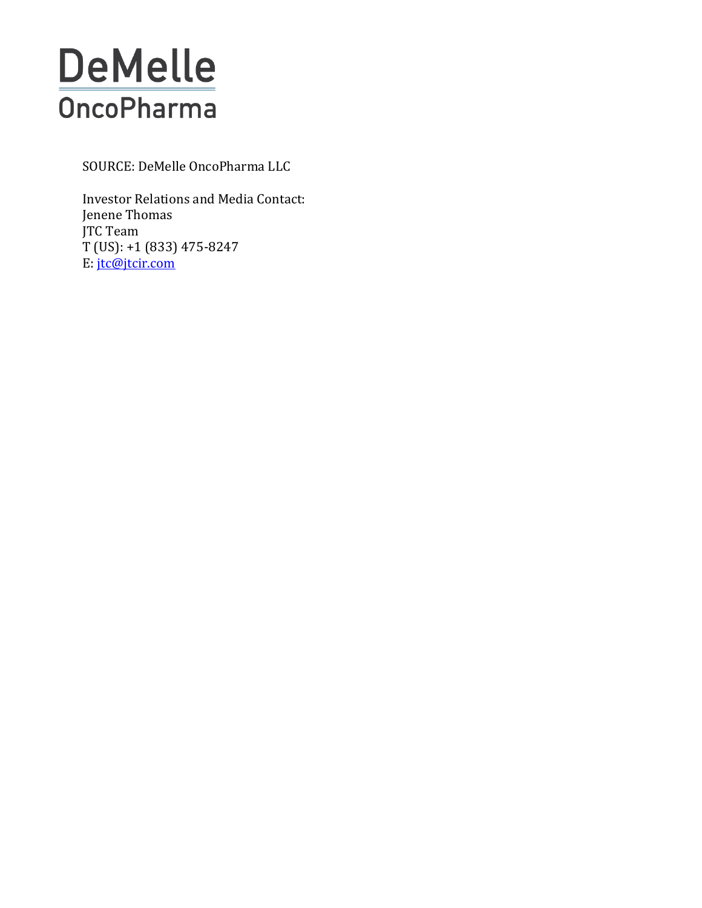DeMelle

OncoPharma

SOURCE: DeMelle OncoPharma LLC

Investor Relations and Media Contact:
Jenene Thomas
JTC Team
T (US): +1 (833) 475-8247
E: jtc@jtcir.com